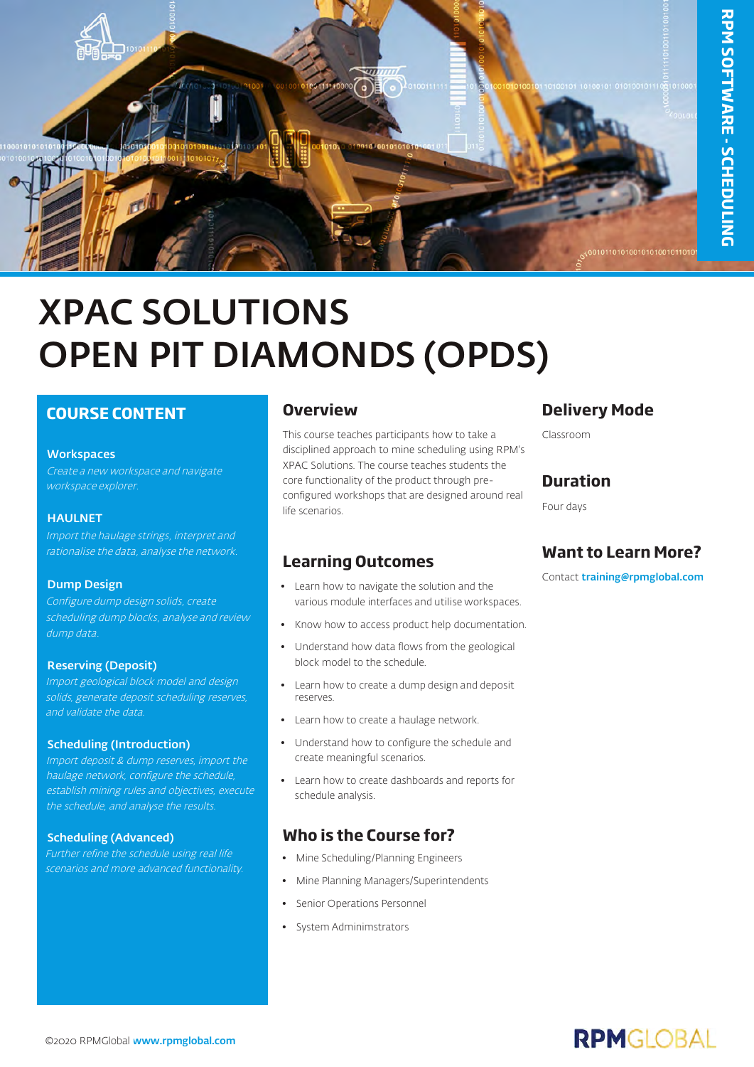RPM SOFTWARE - SCHEDULING

# XPAC SOLUTIONS
# OPEN PIT DIAMONDS (OPDS)

## COURSE CONTENT

**Workspaces**

*Create a new workspace and navigate workspace explorer.*

**HAULNET**

*Import the haulage strings, interpret and rationalise the data, analyse the network.*

**Dump Design**

*Configure dump design solids, create scheduling dump blocks, analyse and review dump data.*

**Reserving (Deposit)**

*Import geological block model and design solids, generate deposit scheduling reserves, and validate the data.*

**Scheduling (Introduction)**

*Import deposit & dump reserves, import the haulage network, configure the schedule, establish mining rules and objectives, execute the schedule, and analyse the results.*

**Scheduling (Advanced)**

*Further refine the schedule using real life scenarios and more advanced functionality.*

## Overview

This course teaches participants how to take a disciplined approach to mine scheduling using RPM's XPAC Solutions. The course teaches students the core functionality of the product through pre-configured workshops that are designed around real life scenarios.

## Learning Outcomes

- Learn how to navigate the solution and the various module interfaces and utilise workspaces.
- Know how to access product help documentation.
- Understand how data flows from the geological block model to the schedule.
- Learn how to create a dump design and deposit reserves.
- Learn how to create a haulage network.
- Understand how to configure the schedule and create meaningful scenarios.
- Learn how to create dashboards and reports for schedule analysis.

## Who is the Course for?

- Mine Scheduling/Planning Engineers
- Mine Planning Managers/Superintendents
- Senior Operations Personnel
- System Adminimstrators

## Delivery Mode

Classroom

## Duration

Four days

## Want to Learn More?

Contact **training@rpmglobal.com**

©2020 RPMGlobal **www.rpmglobal.com**

RPMGLOBAL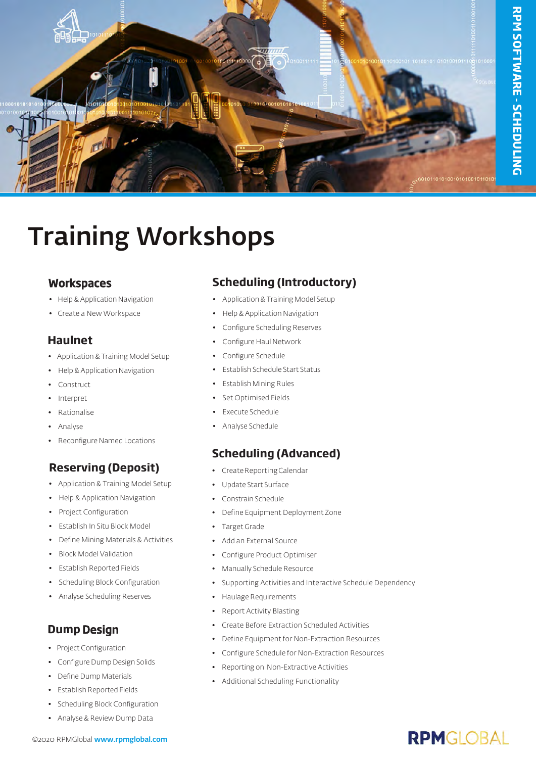RPM SOFTWARE - SCHEDULING

# Training Workshops

## Workspaces

- Help & Application Navigation
- Create a New Workspace

## Haulnet

- Application & Training Model Setup
- Help & Application Navigation
- Construct
- Interpret
- Rationalise
- Analyse
- Reconfigure Named Locations

## Reserving (Deposit)

- Application & Training Model Setup
- Help & Application Navigation
- Project Configuration
- Establish In Situ Block Model
- Define Mining Materials & Activities
- Block Model Validation
- Establish Reported Fields
- Scheduling Block Configuration
- Analyse Scheduling Reserves

## Dump Design

- Project Configuration
- Configure Dump Design Solids
- Define Dump Materials
- Establish Reported Fields
- Scheduling Block Configuration
- Analyse & Review Dump Data

## Scheduling (Introductory)

- Application & Training Model Setup
- Help & Application Navigation
- Configure Scheduling Reserves
- Configure Haul Network
- Configure Schedule
- Establish Schedule Start Status
- Establish Mining Rules
- Set Optimised Fields
- Execute Schedule
- Analyse Schedule

## Scheduling (Advanced)

- Create Reporting Calendar
- Update Start Surface
- Constrain Schedule
- Define Equipment Deployment Zone
- Target Grade
- Add an External Source
- Configure Product Optimiser
- Manually Schedule Resource
- Supporting Activities and Interactive Schedule Dependency
- Haulage Requirements
- Report Activity Blasting
- Create Before Extraction Scheduled Activities
- Define Equipment for Non-Extraction Resources
- Configure Schedule for Non-Extraction Resources
- Reporting on Non-Extractive Activities
- Additional Scheduling Functionality

©2020 RPMGlobal **www.rpmglobal.com**

RPMGLOBAL